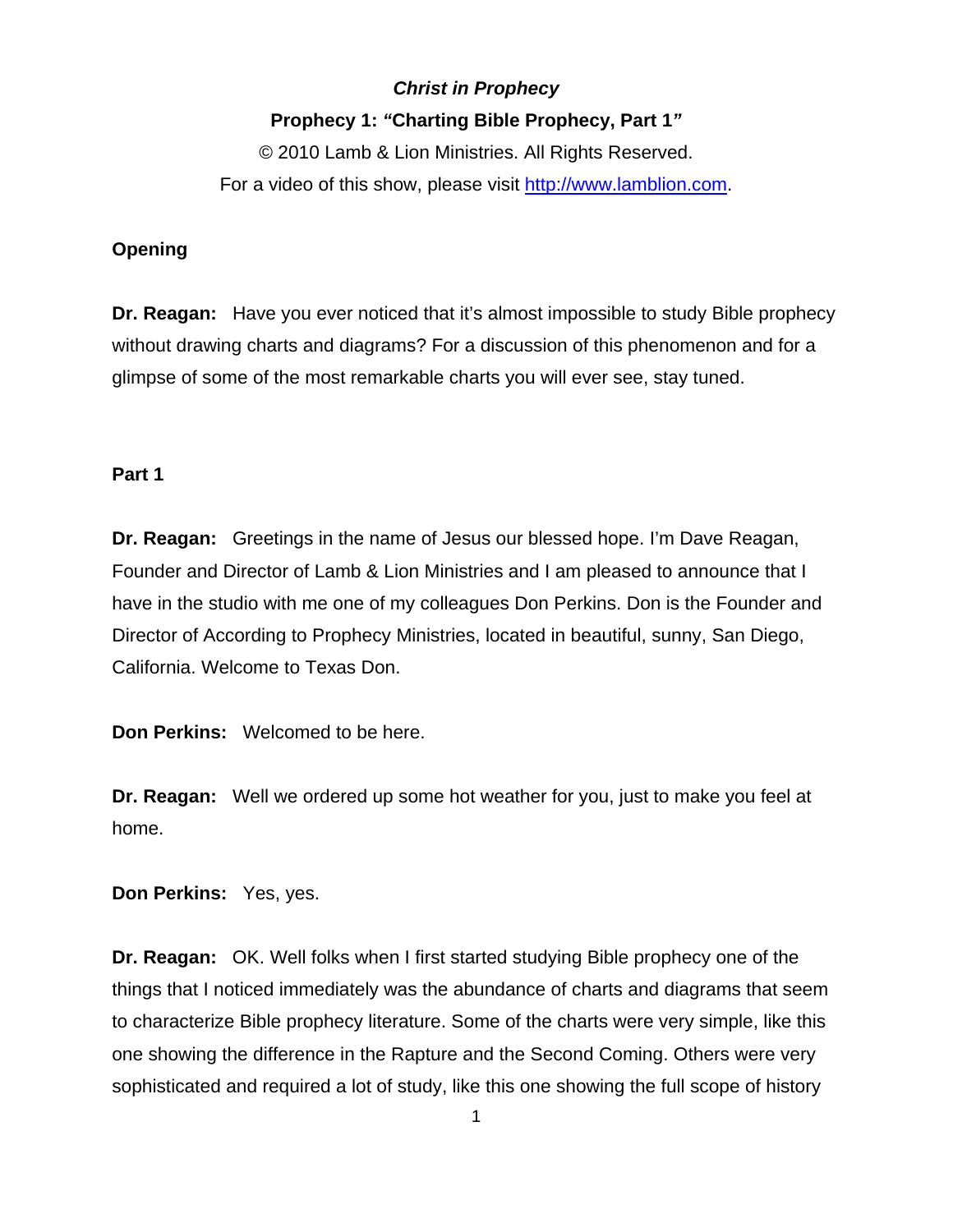***Christ in Prophecy***

**Prophecy 1: "Charting Bible Prophecy, Part 1"**

© 2010 Lamb & Lion Ministries. All Rights Reserved.

For a video of this show, please visit http://www.lamblion.com.

**Opening**

**Dr. Reagan:** Have you ever noticed that it's almost impossible to study Bible prophecy without drawing charts and diagrams? For a discussion of this phenomenon and for a glimpse of some of the most remarkable charts you will ever see, stay tuned.

**Part 1**

**Dr. Reagan:** Greetings in the name of Jesus our blessed hope. I'm Dave Reagan, Founder and Director of Lamb & Lion Ministries and I am pleased to announce that I have in the studio with me one of my colleagues Don Perkins. Don is the Founder and Director of According to Prophecy Ministries, located in beautiful, sunny, San Diego, California. Welcome to Texas Don.

**Don Perkins:** Welcomed to be here.

**Dr. Reagan:** Well we ordered up some hot weather for you, just to make you feel at home.

**Don Perkins:** Yes, yes.

**Dr. Reagan:** OK. Well folks when I first started studying Bible prophecy one of the things that I noticed immediately was the abundance of charts and diagrams that seem to characterize Bible prophecy literature. Some of the charts were very simple, like this one showing the difference in the Rapture and the Second Coming. Others were very sophisticated and required a lot of study, like this one showing the full scope of history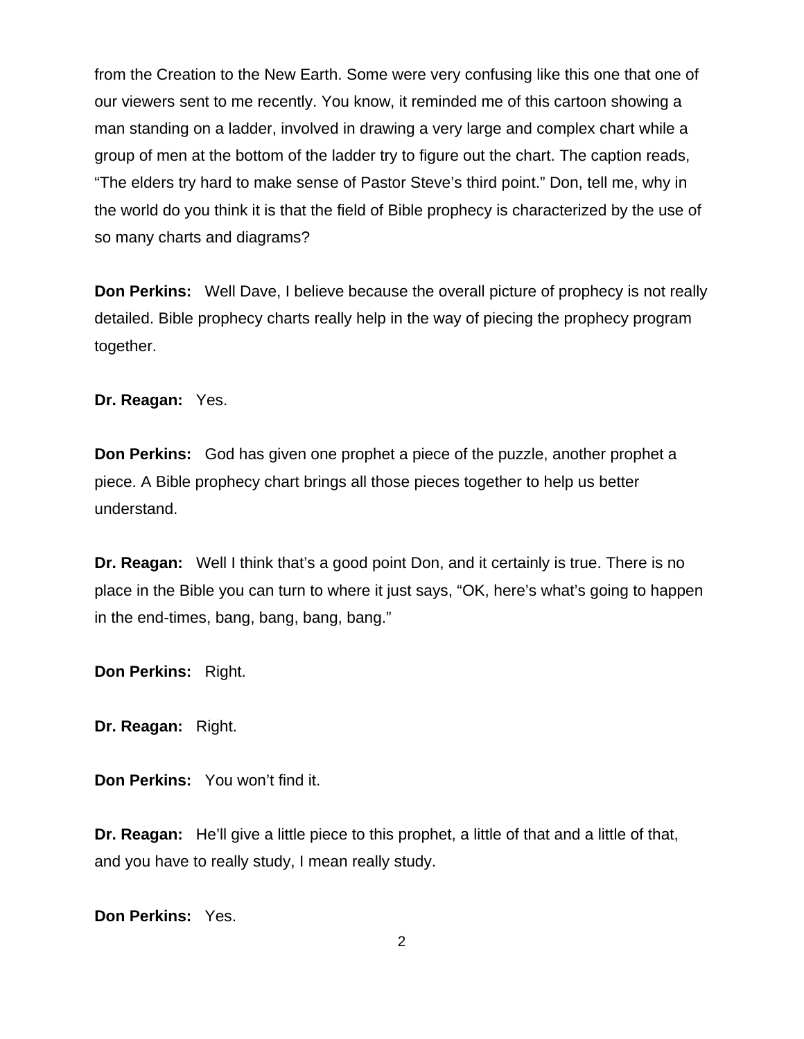from the Creation to the New Earth. Some were very confusing like this one that one of our viewers sent to me recently. You know, it reminded me of this cartoon showing a man standing on a ladder, involved in drawing a very large and complex chart while a group of men at the bottom of the ladder try to figure out the chart. The caption reads, “The elders try hard to make sense of Pastor Steve’s third point.” Don, tell me, why in the world do you think it is that the field of Bible prophecy is characterized by the use of so many charts and diagrams?

**Don Perkins:** Well Dave, I believe because the overall picture of prophecy is not really detailed. Bible prophecy charts really help in the way of piecing the prophecy program together.

**Dr. Reagan:** Yes.

**Don Perkins:** God has given one prophet a piece of the puzzle, another prophet a piece. A Bible prophecy chart brings all those pieces together to help us better understand.

**Dr. Reagan:** Well I think that’s a good point Don, and it certainly is true. There is no place in the Bible you can turn to where it just says, “OK, here’s what’s going to happen in the end-times, bang, bang, bang, bang.”

**Don Perkins:** Right.

**Dr. Reagan:** Right.

**Don Perkins:** You won’t find it.

**Dr. Reagan:** He’ll give a little piece to this prophet, a little of that and a little of that, and you have to really study, I mean really study.

**Don Perkins:** Yes.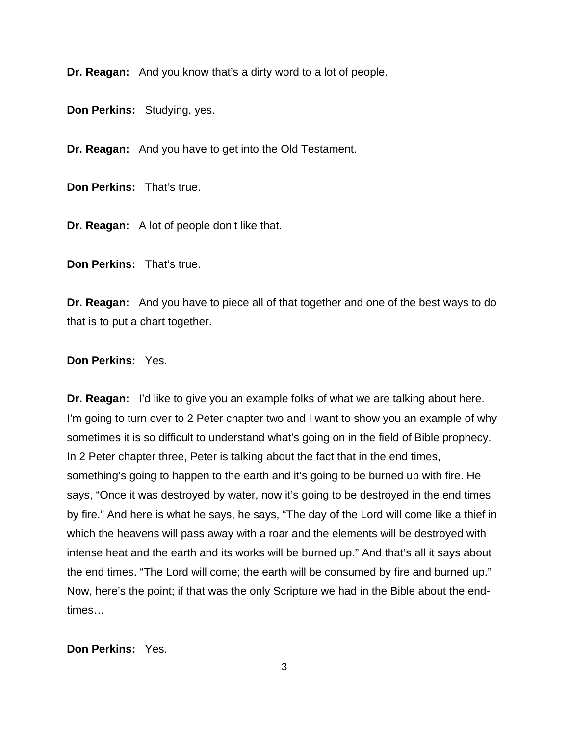**Dr. Reagan:** And you know that's a dirty word to a lot of people.

**Don Perkins:** Studying, yes.

**Dr. Reagan:** And you have to get into the Old Testament.

**Don Perkins:** That's true.

**Dr. Reagan:** A lot of people don't like that.

**Don Perkins:** That's true.

**Dr. Reagan:** And you have to piece all of that together and one of the best ways to do that is to put a chart together.

**Don Perkins:** Yes.

**Dr. Reagan:** I'd like to give you an example folks of what we are talking about here. I'm going to turn over to 2 Peter chapter two and I want to show you an example of why sometimes it is so difficult to understand what's going on in the field of Bible prophecy. In 2 Peter chapter three, Peter is talking about the fact that in the end times, something's going to happen to the earth and it's going to be burned up with fire. He says, "Once it was destroyed by water, now it's going to be destroyed in the end times by fire." And here is what he says, he says, "The day of the Lord will come like a thief in which the heavens will pass away with a roar and the elements will be destroyed with intense heat and the earth and its works will be burned up." And that's all it says about the end times. "The Lord will come; the earth will be consumed by fire and burned up." Now, here's the point; if that was the only Scripture we had in the Bible about the end-times…

**Don Perkins:** Yes.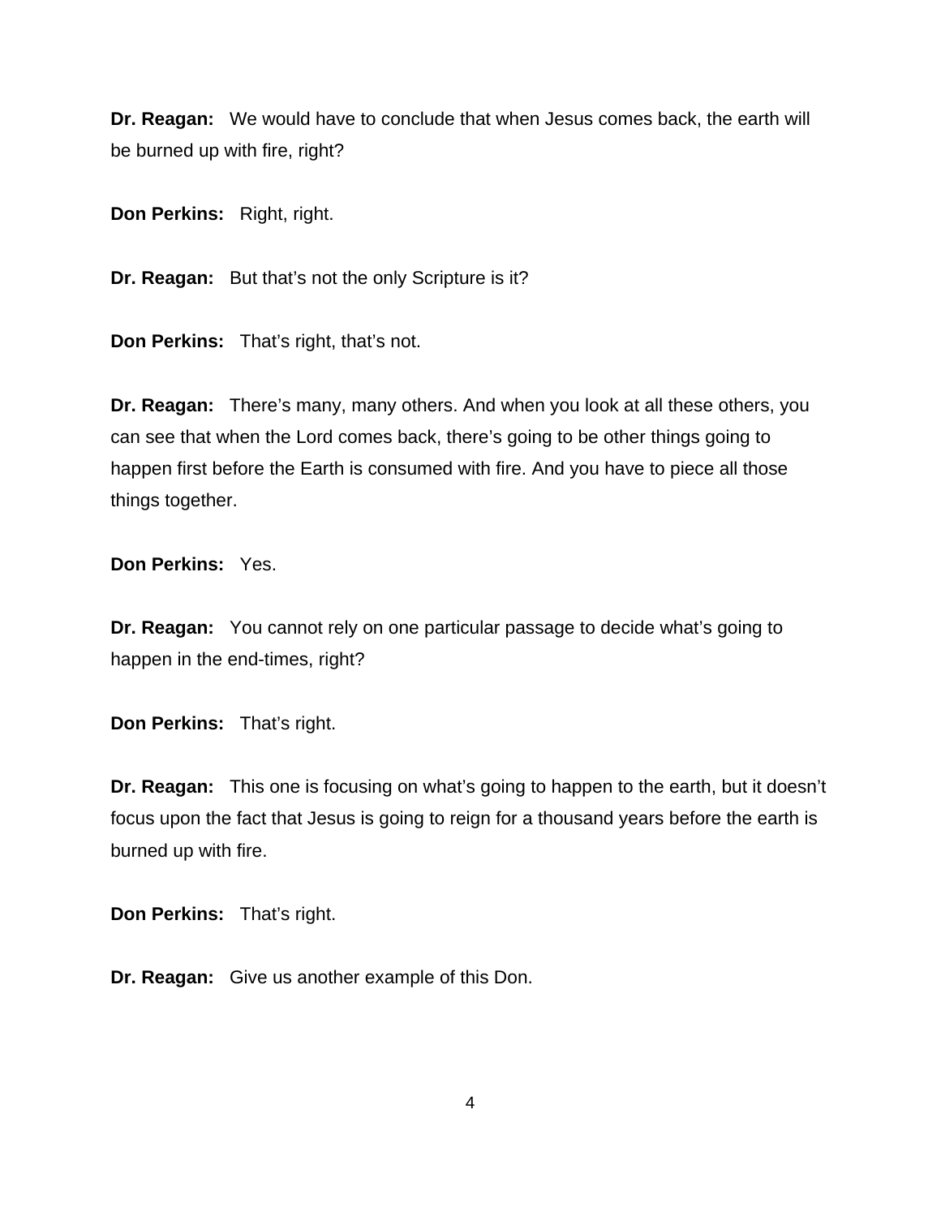**Dr. Reagan:** We would have to conclude that when Jesus comes back, the earth will be burned up with fire, right?

**Don Perkins:** Right, right.

**Dr. Reagan:** But that's not the only Scripture is it?

**Don Perkins:** That's right, that's not.

**Dr. Reagan:** There's many, many others. And when you look at all these others, you can see that when the Lord comes back, there's going to be other things going to happen first before the Earth is consumed with fire. And you have to piece all those things together.

**Don Perkins:** Yes.

**Dr. Reagan:** You cannot rely on one particular passage to decide what's going to happen in the end-times, right?

**Don Perkins:** That's right.

**Dr. Reagan:** This one is focusing on what's going to happen to the earth, but it doesn't focus upon the fact that Jesus is going to reign for a thousand years before the earth is burned up with fire.

**Don Perkins:** That's right.

**Dr. Reagan:** Give us another example of this Don.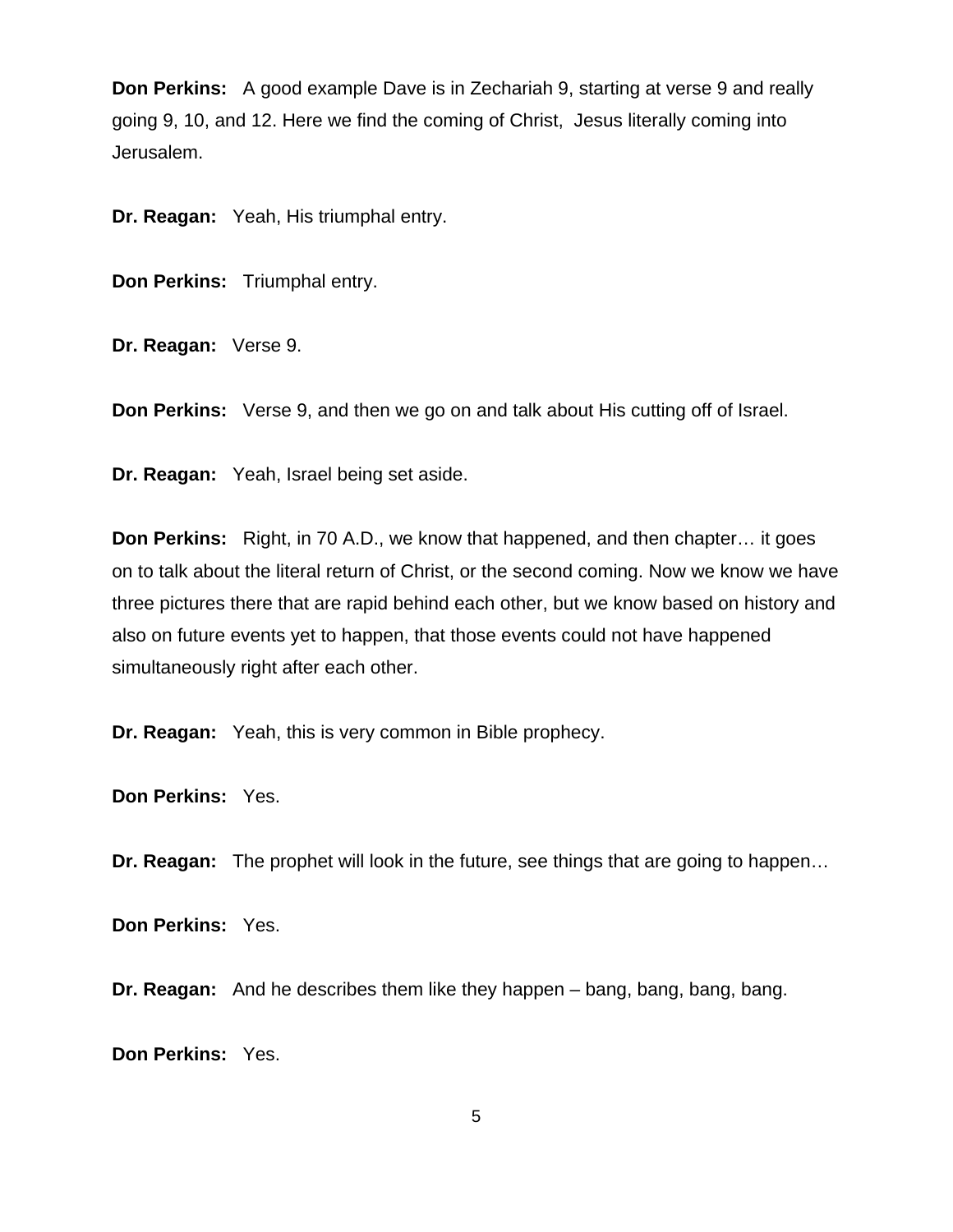**Don Perkins:** A good example Dave is in Zechariah 9, starting at verse 9 and really going 9, 10, and 12. Here we find the coming of Christ, Jesus literally coming into Jerusalem.

**Dr. Reagan:** Yeah, His triumphal entry.

**Don Perkins:** Triumphal entry.

**Dr. Reagan:** Verse 9.

**Don Perkins:** Verse 9, and then we go on and talk about His cutting off of Israel.

**Dr. Reagan:** Yeah, Israel being set aside.

**Don Perkins:** Right, in 70 A.D., we know that happened, and then chapter… it goes on to talk about the literal return of Christ, or the second coming. Now we know we have three pictures there that are rapid behind each other, but we know based on history and also on future events yet to happen, that those events could not have happened simultaneously right after each other.

**Dr. Reagan:** Yeah, this is very common in Bible prophecy.

**Don Perkins:** Yes.

**Dr. Reagan:** The prophet will look in the future, see things that are going to happen…

**Don Perkins:** Yes.

**Dr. Reagan:** And he describes them like they happen – bang, bang, bang, bang.

**Don Perkins:** Yes.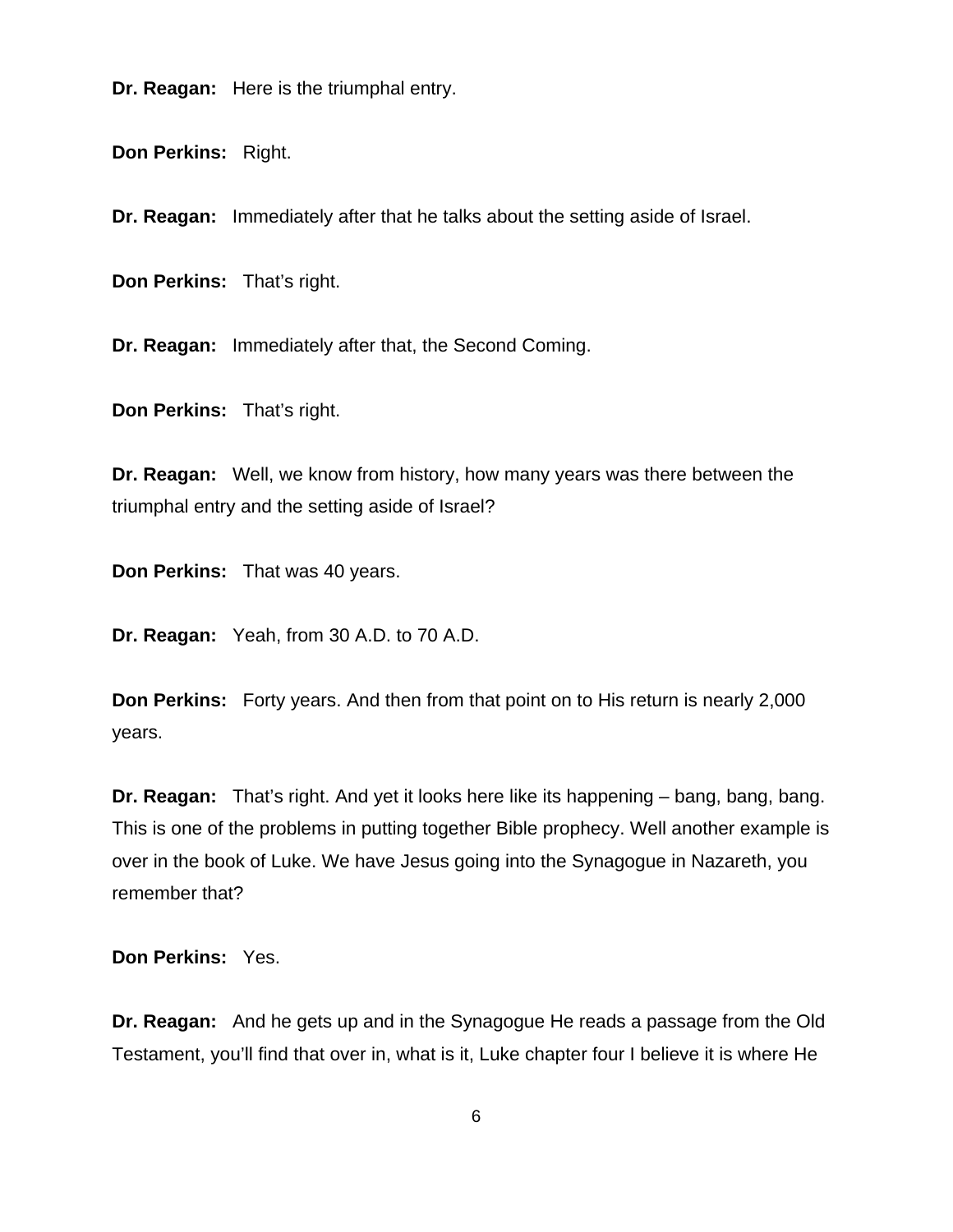**Dr. Reagan:** Here is the triumphal entry.

**Don Perkins:** Right.

**Dr. Reagan:** Immediately after that he talks about the setting aside of Israel.

**Don Perkins:** That's right.

**Dr. Reagan:** Immediately after that, the Second Coming.

**Don Perkins:** That's right.

**Dr. Reagan:** Well, we know from history, how many years was there between the triumphal entry and the setting aside of Israel?

**Don Perkins:** That was 40 years.

**Dr. Reagan:** Yeah, from 30 A.D. to 70 A.D.

**Don Perkins:** Forty years. And then from that point on to His return is nearly 2,000 years.

**Dr. Reagan:** That's right. And yet it looks here like its happening – bang, bang, bang. This is one of the problems in putting together Bible prophecy. Well another example is over in the book of Luke. We have Jesus going into the Synagogue in Nazareth, you remember that?

**Don Perkins:** Yes.

**Dr. Reagan:** And he gets up and in the Synagogue He reads a passage from the Old Testament, you'll find that over in, what is it, Luke chapter four I believe it is where He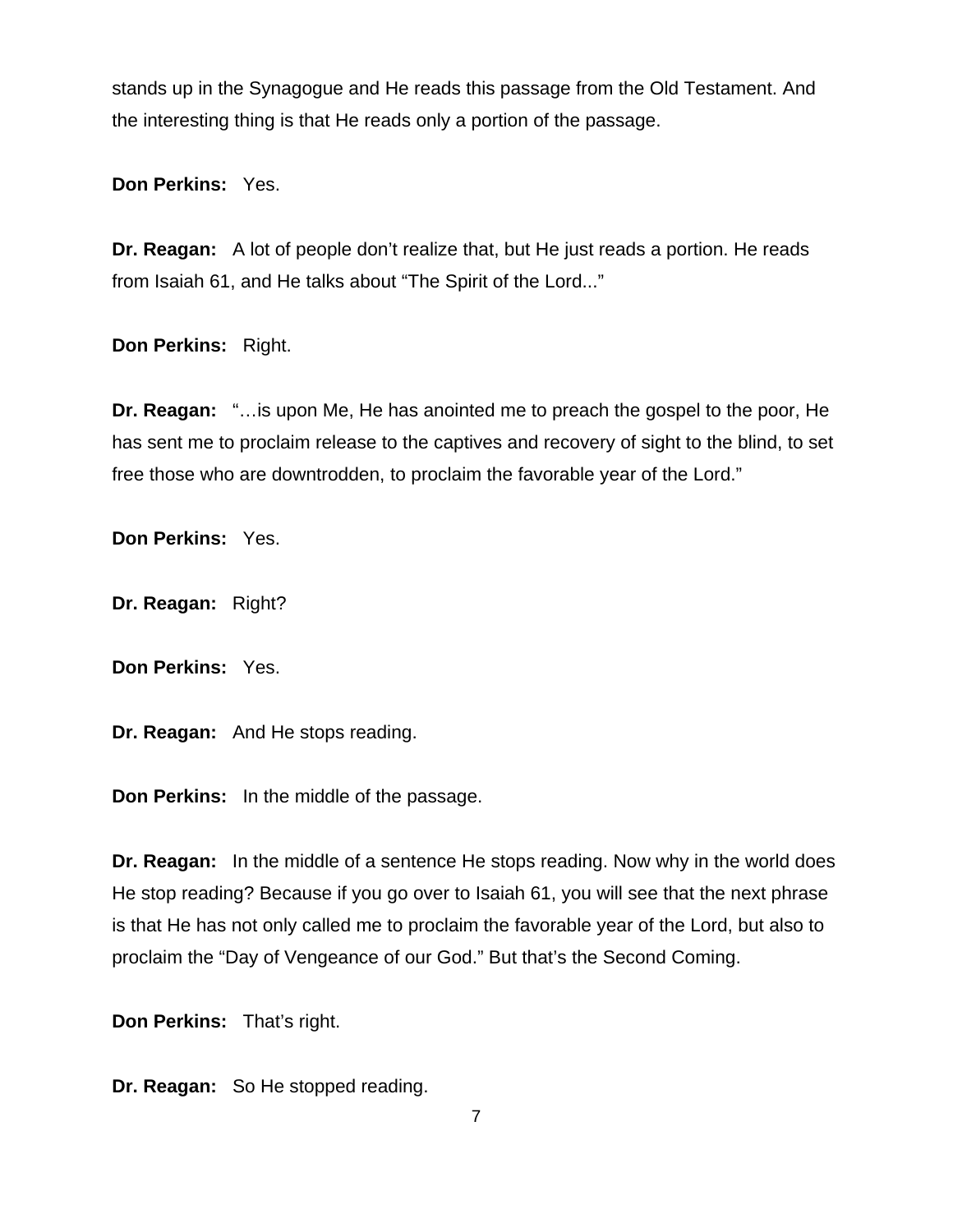stands up in the Synagogue and He reads this passage from the Old Testament. And the interesting thing is that He reads only a portion of the passage.

**Don Perkins:** Yes.

**Dr. Reagan:** A lot of people don't realize that, but He just reads a portion. He reads from Isaiah 61, and He talks about "The Spirit of the Lord..."

**Don Perkins:** Right.

**Dr. Reagan:** "…is upon Me, He has anointed me to preach the gospel to the poor, He has sent me to proclaim release to the captives and recovery of sight to the blind, to set free those who are downtrodden, to proclaim the favorable year of the Lord."

**Don Perkins:** Yes.

**Dr. Reagan:** Right?

**Don Perkins:** Yes.

**Dr. Reagan:** And He stops reading.

**Don Perkins:** In the middle of the passage.

**Dr. Reagan:** In the middle of a sentence He stops reading. Now why in the world does He stop reading? Because if you go over to Isaiah 61, you will see that the next phrase is that He has not only called me to proclaim the favorable year of the Lord, but also to proclaim the "Day of Vengeance of our God." But that's the Second Coming.

**Don Perkins:** That's right.

**Dr. Reagan:** So He stopped reading.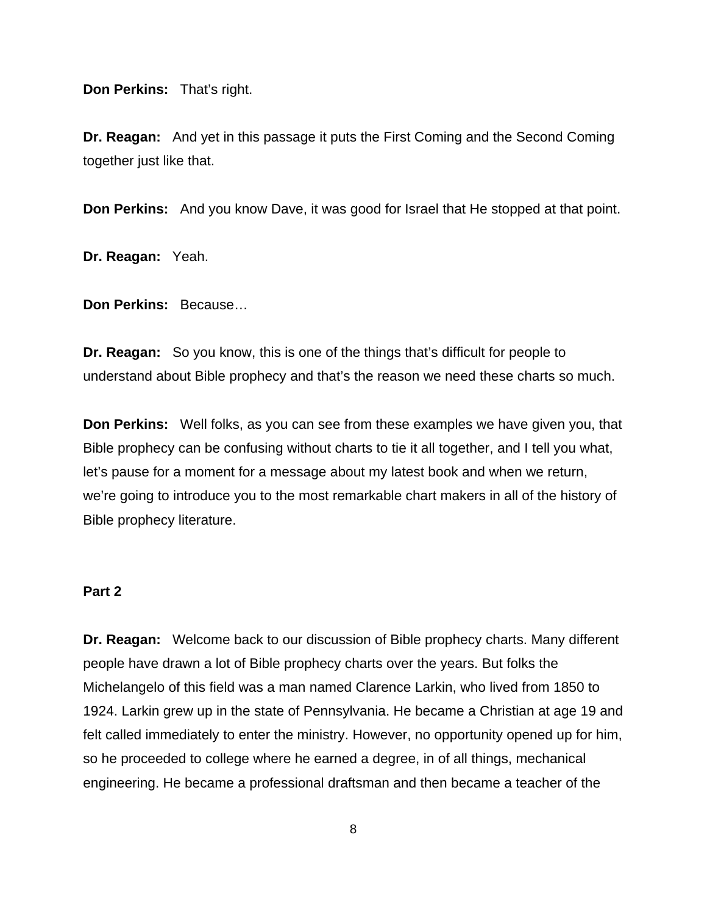**Don Perkins:** That's right.

**Dr. Reagan:** And yet in this passage it puts the First Coming and the Second Coming together just like that.

**Don Perkins:** And you know Dave, it was good for Israel that He stopped at that point.

**Dr. Reagan:** Yeah.

**Don Perkins:** Because…

**Dr. Reagan:** So you know, this is one of the things that's difficult for people to understand about Bible prophecy and that's the reason we need these charts so much.

**Don Perkins:** Well folks, as you can see from these examples we have given you, that Bible prophecy can be confusing without charts to tie it all together, and I tell you what, let's pause for a moment for a message about my latest book and when we return, we're going to introduce you to the most remarkable chart makers in all of the history of Bible prophecy literature.

**Part 2**

**Dr. Reagan:** Welcome back to our discussion of Bible prophecy charts. Many different people have drawn a lot of Bible prophecy charts over the years. But folks the Michelangelo of this field was a man named Clarence Larkin, who lived from 1850 to 1924. Larkin grew up in the state of Pennsylvania. He became a Christian at age 19 and felt called immediately to enter the ministry. However, no opportunity opened up for him, so he proceeded to college where he earned a degree, in of all things, mechanical engineering. He became a professional draftsman and then became a teacher of the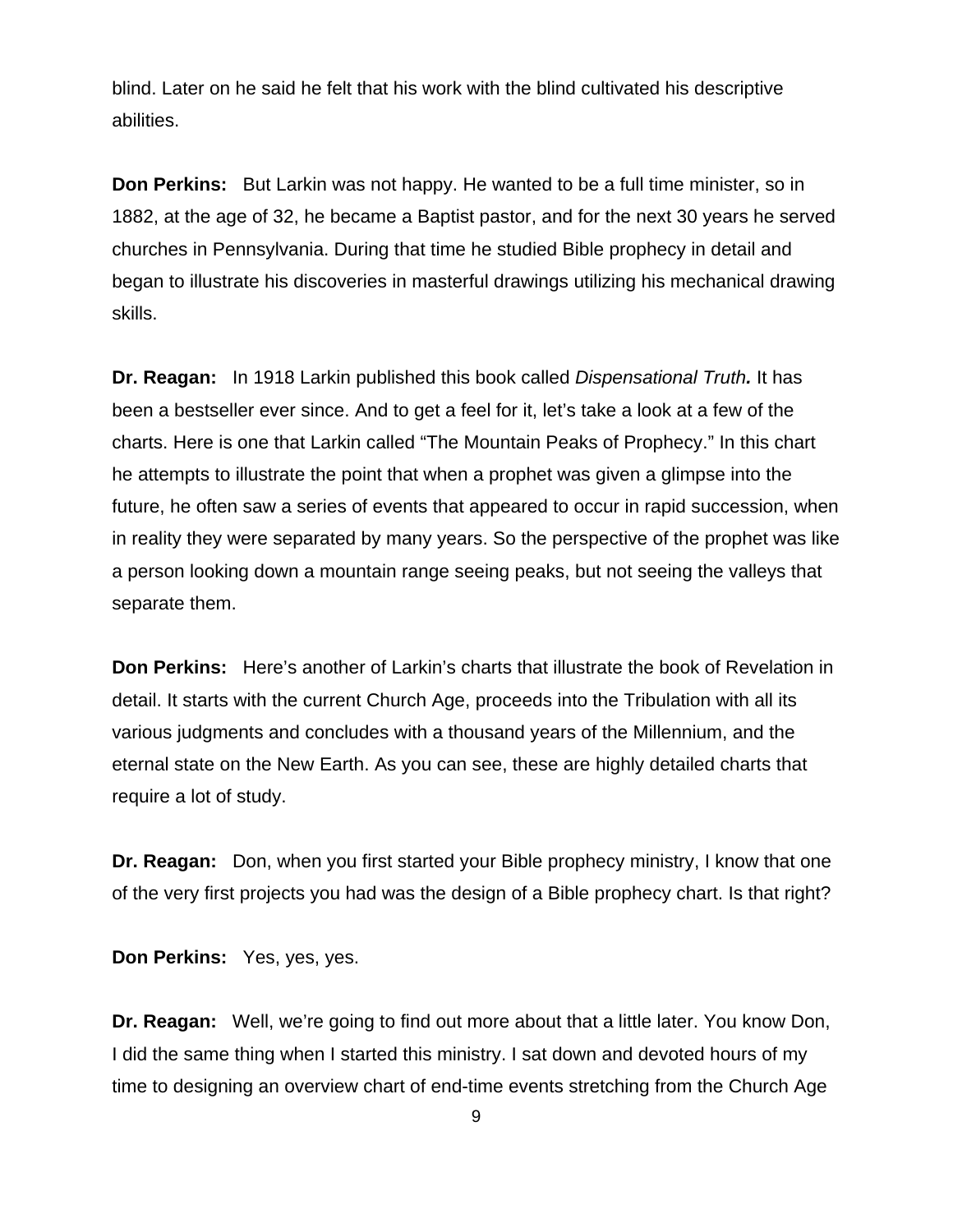blind. Later on he said he felt that his work with the blind cultivated his descriptive abilities.

**Don Perkins:** But Larkin was not happy. He wanted to be a full time minister, so in 1882, at the age of 32, he became a Baptist pastor, and for the next 30 years he served churches in Pennsylvania. During that time he studied Bible prophecy in detail and began to illustrate his discoveries in masterful drawings utilizing his mechanical drawing skills.

**Dr. Reagan:** In 1918 Larkin published this book called *Dispensational Truth.* It has been a bestseller ever since. And to get a feel for it, let's take a look at a few of the charts. Here is one that Larkin called "The Mountain Peaks of Prophecy." In this chart he attempts to illustrate the point that when a prophet was given a glimpse into the future, he often saw a series of events that appeared to occur in rapid succession, when in reality they were separated by many years. So the perspective of the prophet was like a person looking down a mountain range seeing peaks, but not seeing the valleys that separate them.

**Don Perkins:** Here's another of Larkin's charts that illustrate the book of Revelation in detail. It starts with the current Church Age, proceeds into the Tribulation with all its various judgments and concludes with a thousand years of the Millennium, and the eternal state on the New Earth. As you can see, these are highly detailed charts that require a lot of study.

**Dr. Reagan:** Don, when you first started your Bible prophecy ministry, I know that one of the very first projects you had was the design of a Bible prophecy chart. Is that right?

**Don Perkins:** Yes, yes, yes.

**Dr. Reagan:** Well, we're going to find out more about that a little later. You know Don, I did the same thing when I started this ministry. I sat down and devoted hours of my time to designing an overview chart of end-time events stretching from the Church Age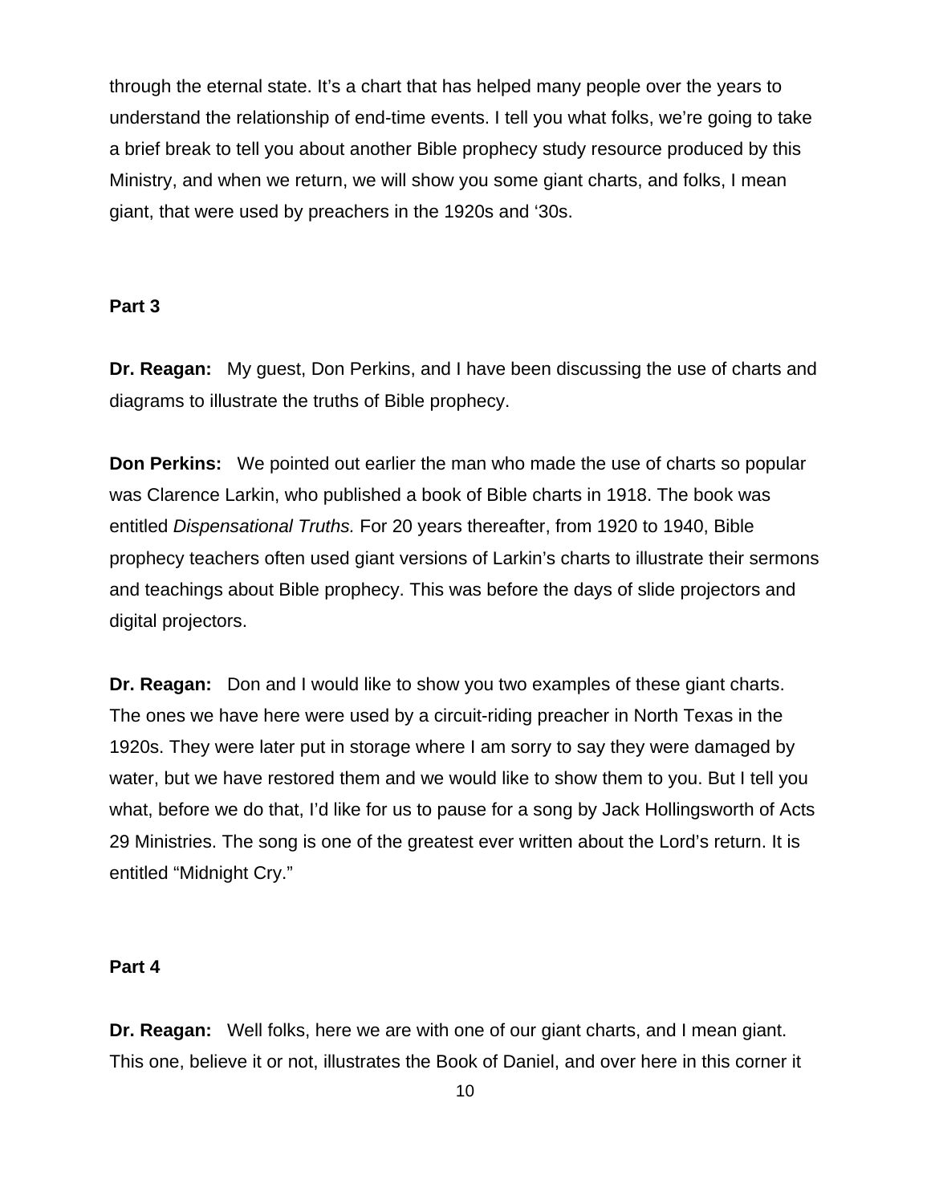through the eternal state. It's a chart that has helped many people over the years to understand the relationship of end-time events. I tell you what folks, we're going to take a brief break to tell you about another Bible prophecy study resource produced by this Ministry, and when we return, we will show you some giant charts, and folks, I mean giant, that were used by preachers in the 1920s and '30s.

**Part 3**

**Dr. Reagan:** My guest, Don Perkins, and I have been discussing the use of charts and diagrams to illustrate the truths of Bible prophecy.

**Don Perkins:** We pointed out earlier the man who made the use of charts so popular was Clarence Larkin, who published a book of Bible charts in 1918. The book was entitled *Dispensational Truths.* For 20 years thereafter, from 1920 to 1940, Bible prophecy teachers often used giant versions of Larkin's charts to illustrate their sermons and teachings about Bible prophecy. This was before the days of slide projectors and digital projectors.

**Dr. Reagan:** Don and I would like to show you two examples of these giant charts. The ones we have here were used by a circuit-riding preacher in North Texas in the 1920s. They were later put in storage where I am sorry to say they were damaged by water, but we have restored them and we would like to show them to you. But I tell you what, before we do that, I'd like for us to pause for a song by Jack Hollingsworth of Acts 29 Ministries. The song is one of the greatest ever written about the Lord's return. It is entitled "Midnight Cry."

**Part 4**

**Dr. Reagan:** Well folks, here we are with one of our giant charts, and I mean giant. This one, believe it or not, illustrates the Book of Daniel, and over here in this corner it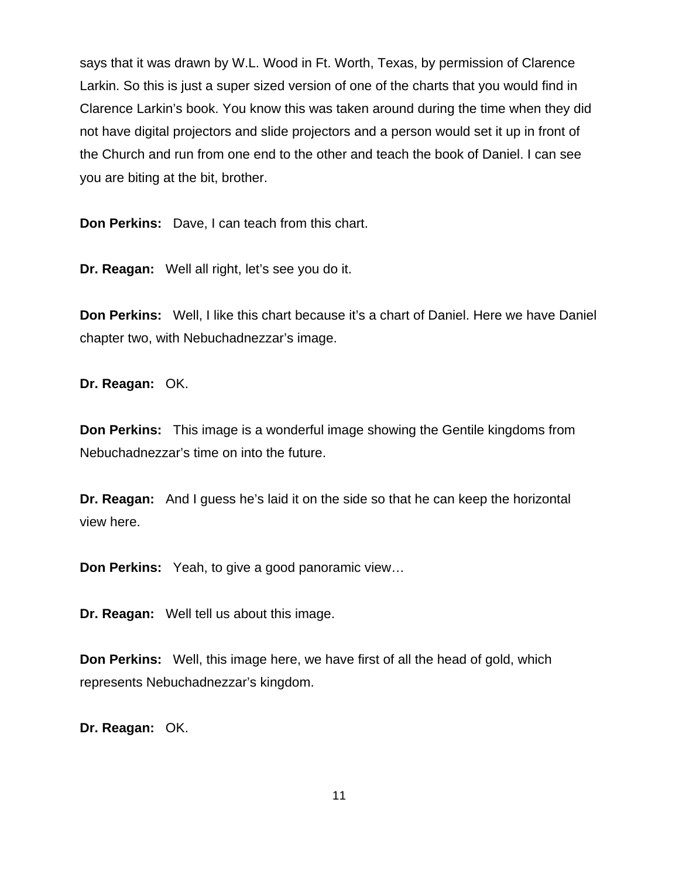says that it was drawn by W.L. Wood in Ft. Worth, Texas, by permission of Clarence Larkin. So this is just a super sized version of one of the charts that you would find in Clarence Larkin's book. You know this was taken around during the time when they did not have digital projectors and slide projectors and a person would set it up in front of the Church and run from one end to the other and teach the book of Daniel. I can see you are biting at the bit, brother.

**Don Perkins:** Dave, I can teach from this chart.

**Dr. Reagan:** Well all right, let's see you do it.

**Don Perkins:** Well, I like this chart because it's a chart of Daniel. Here we have Daniel chapter two, with Nebuchadnezzar's image.

**Dr. Reagan:** OK.

**Don Perkins:** This image is a wonderful image showing the Gentile kingdoms from Nebuchadnezzar's time on into the future.

**Dr. Reagan:** And I guess he's laid it on the side so that he can keep the horizontal view here.

**Don Perkins:** Yeah, to give a good panoramic view…

**Dr. Reagan:** Well tell us about this image.

**Don Perkins:** Well, this image here, we have first of all the head of gold, which represents Nebuchadnezzar's kingdom.

**Dr. Reagan:** OK.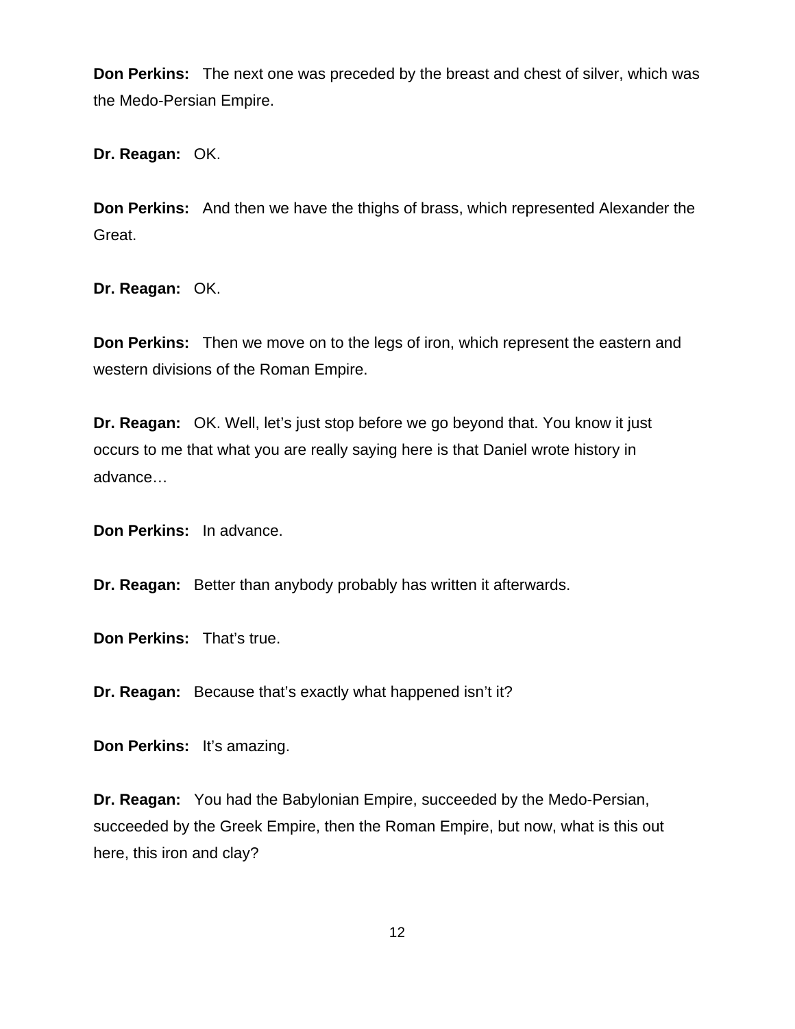**Don Perkins:** The next one was preceded by the breast and chest of silver, which was the Medo-Persian Empire.

**Dr. Reagan:** OK.

**Don Perkins:** And then we have the thighs of brass, which represented Alexander the Great.

**Dr. Reagan:** OK.

**Don Perkins:** Then we move on to the legs of iron, which represent the eastern and western divisions of the Roman Empire.

**Dr. Reagan:** OK. Well, let's just stop before we go beyond that. You know it just occurs to me that what you are really saying here is that Daniel wrote history in advance…

**Don Perkins:** In advance.

**Dr. Reagan:** Better than anybody probably has written it afterwards.

**Don Perkins:** That's true.

**Dr. Reagan:** Because that's exactly what happened isn't it?

**Don Perkins:** It's amazing.

**Dr. Reagan:** You had the Babylonian Empire, succeeded by the Medo-Persian, succeeded by the Greek Empire, then the Roman Empire, but now, what is this out here, this iron and clay?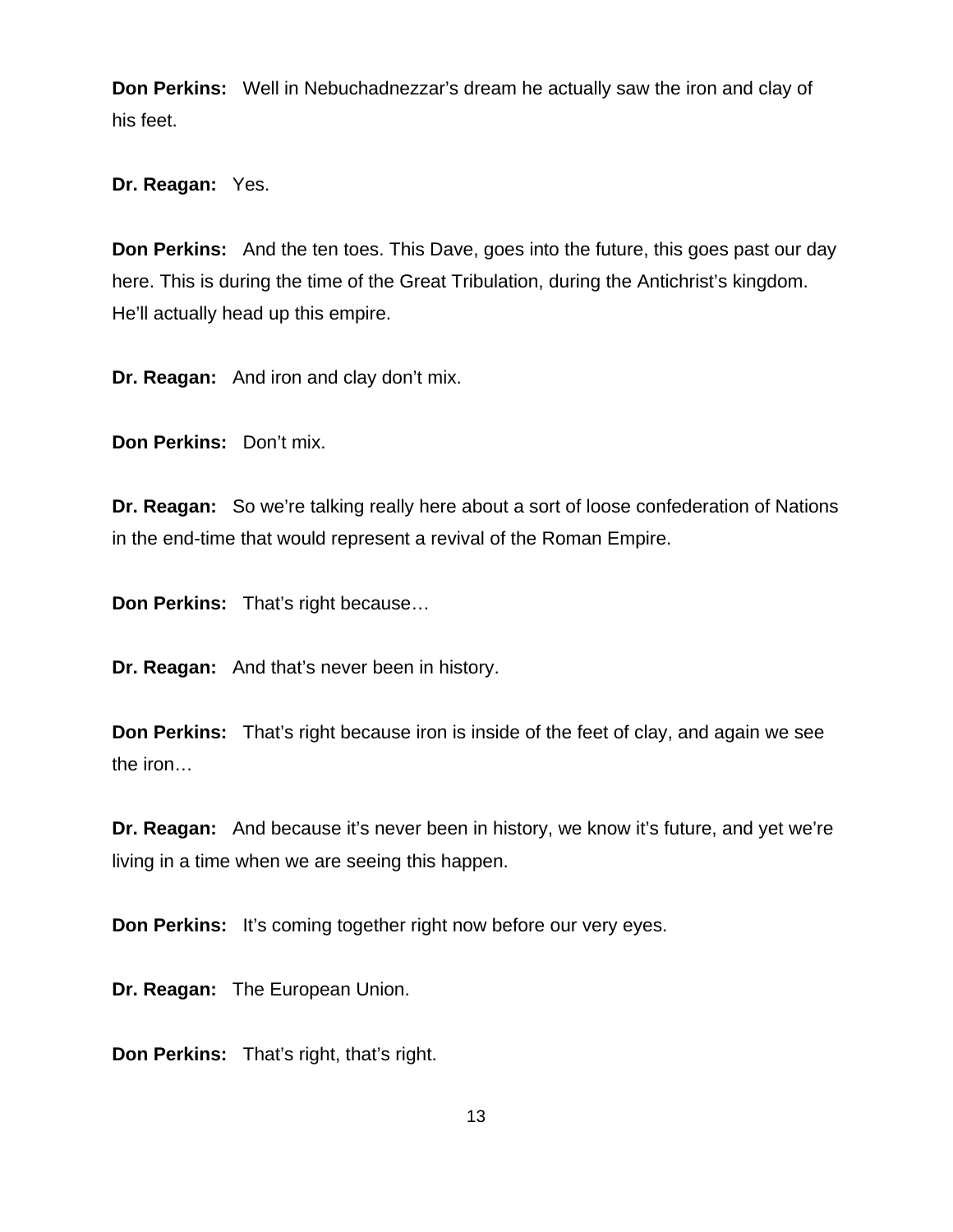**Don Perkins:** Well in Nebuchadnezzar's dream he actually saw the iron and clay of his feet.

**Dr. Reagan:** Yes.

**Don Perkins:** And the ten toes. This Dave, goes into the future, this goes past our day here. This is during the time of the Great Tribulation, during the Antichrist's kingdom. He'll actually head up this empire.

**Dr. Reagan:** And iron and clay don't mix.

**Don Perkins:** Don't mix.

**Dr. Reagan:** So we're talking really here about a sort of loose confederation of Nations in the end-time that would represent a revival of the Roman Empire.

**Don Perkins:** That's right because…

**Dr. Reagan:** And that's never been in history.

**Don Perkins:** That's right because iron is inside of the feet of clay, and again we see the iron…

**Dr. Reagan:** And because it's never been in history, we know it's future, and yet we're living in a time when we are seeing this happen.

**Don Perkins:** It's coming together right now before our very eyes.

**Dr. Reagan:** The European Union.

**Don Perkins:** That's right, that's right.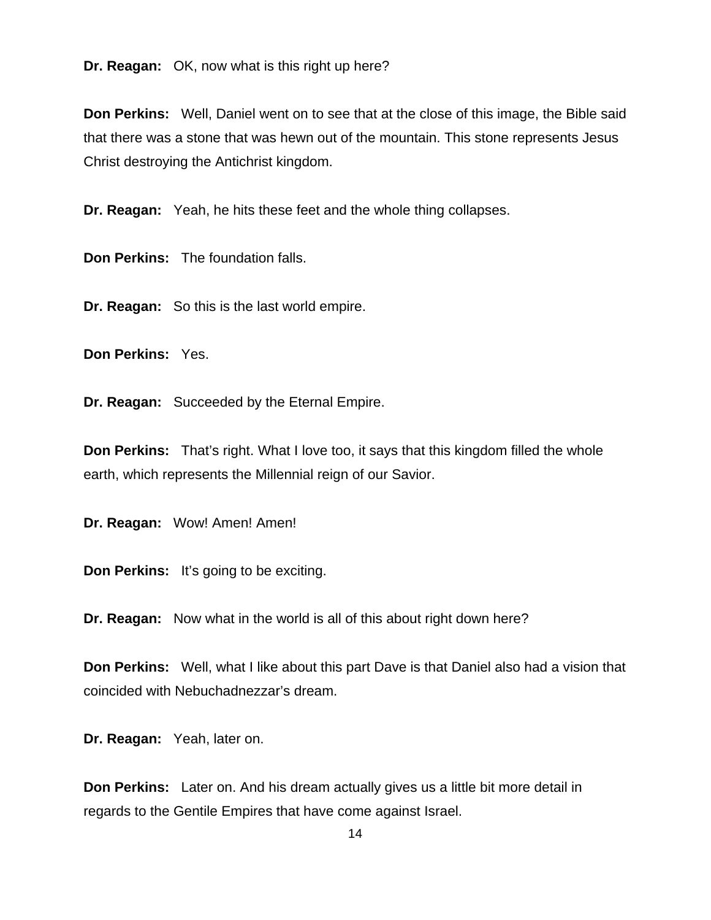**Dr. Reagan:** OK, now what is this right up here?

**Don Perkins:** Well, Daniel went on to see that at the close of this image, the Bible said that there was a stone that was hewn out of the mountain. This stone represents Jesus Christ destroying the Antichrist kingdom.

**Dr. Reagan:** Yeah, he hits these feet and the whole thing collapses.

**Don Perkins:** The foundation falls.

**Dr. Reagan:** So this is the last world empire.

**Don Perkins:** Yes.

**Dr. Reagan:** Succeeded by the Eternal Empire.

**Don Perkins:** That's right. What I love too, it says that this kingdom filled the whole earth, which represents the Millennial reign of our Savior.

**Dr. Reagan:** Wow! Amen! Amen!

**Don Perkins:** It's going to be exciting.

**Dr. Reagan:** Now what in the world is all of this about right down here?

**Don Perkins:** Well, what I like about this part Dave is that Daniel also had a vision that coincided with Nebuchadnezzar's dream.

**Dr. Reagan:** Yeah, later on.

**Don Perkins:** Later on. And his dream actually gives us a little bit more detail in regards to the Gentile Empires that have come against Israel.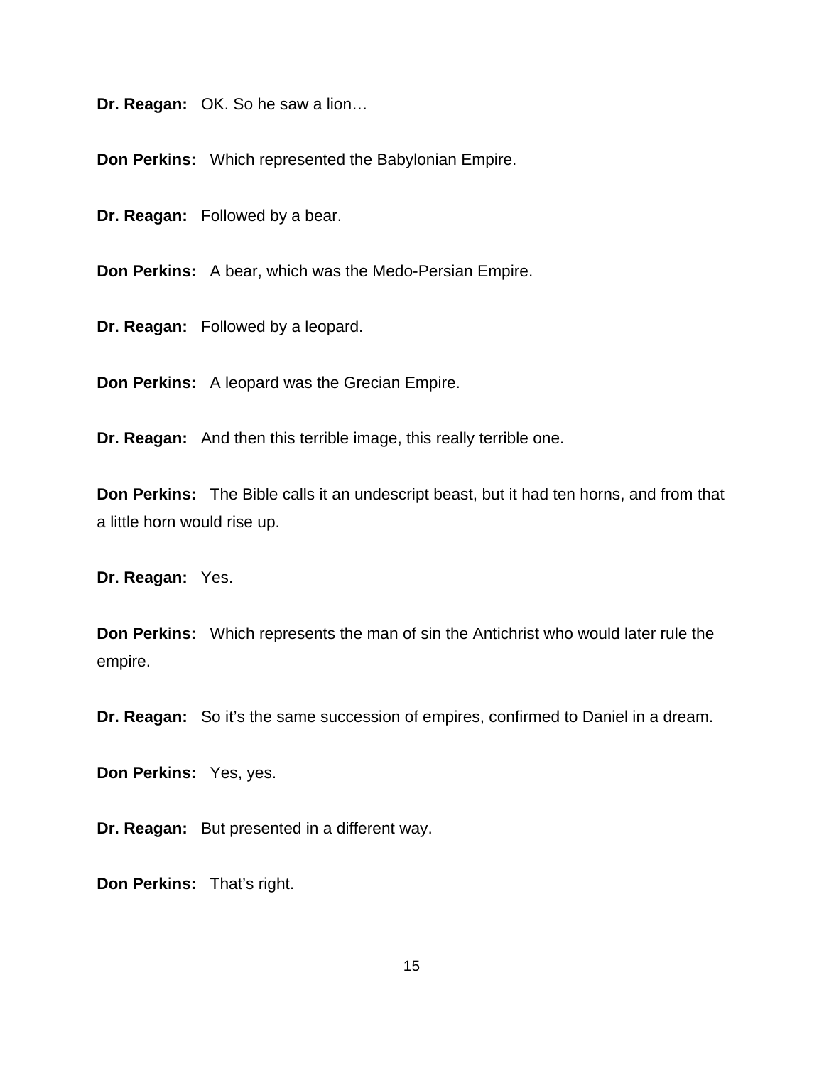**Dr. Reagan:** OK. So he saw a lion…

**Don Perkins:** Which represented the Babylonian Empire.

**Dr. Reagan:** Followed by a bear.

**Don Perkins:** A bear, which was the Medo-Persian Empire.

**Dr. Reagan:** Followed by a leopard.

**Don Perkins:** A leopard was the Grecian Empire.

**Dr. Reagan:** And then this terrible image, this really terrible one.

**Don Perkins:** The Bible calls it an undescript beast, but it had ten horns, and from that a little horn would rise up.

**Dr. Reagan:** Yes.

**Don Perkins:** Which represents the man of sin the Antichrist who would later rule the empire.

**Dr. Reagan:** So it's the same succession of empires, confirmed to Daniel in a dream.

**Don Perkins:** Yes, yes.

**Dr. Reagan:** But presented in a different way.

**Don Perkins:** That's right.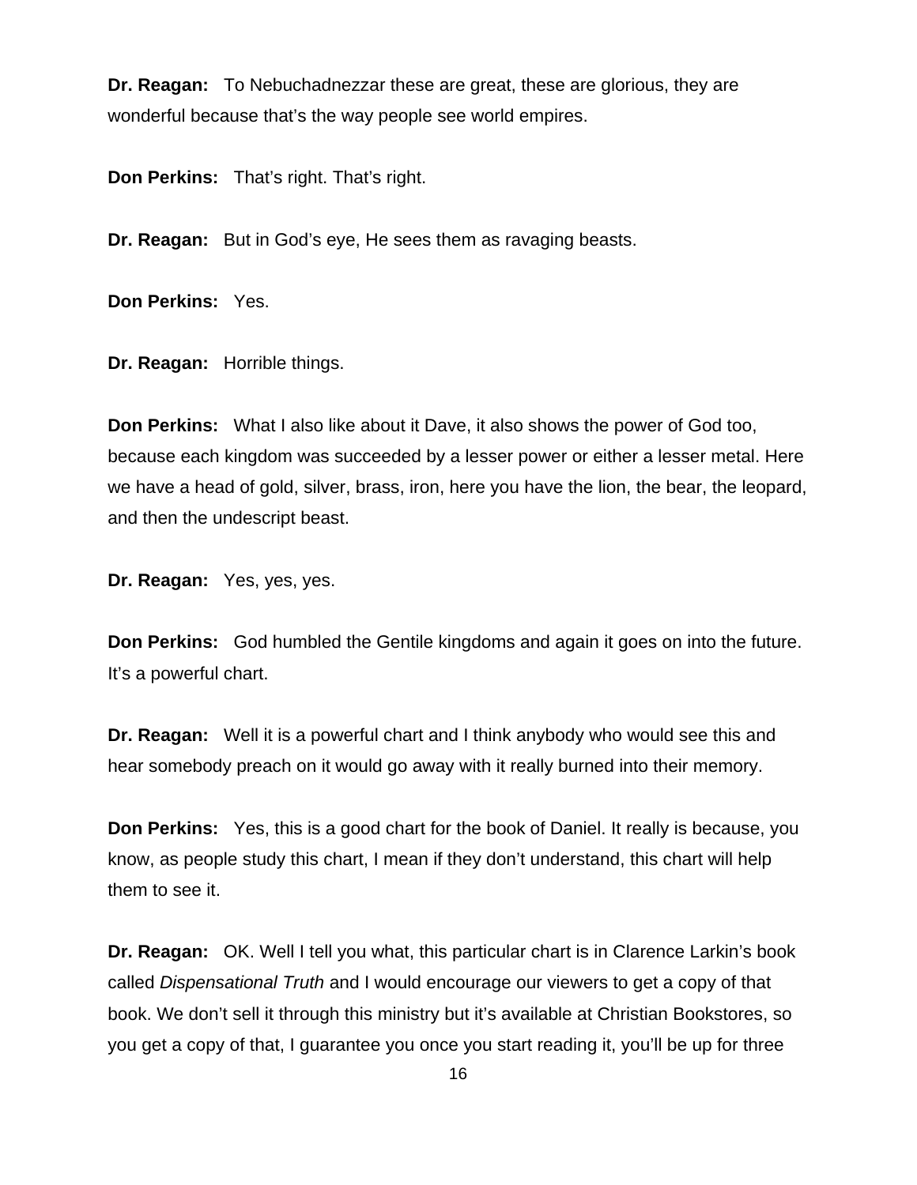**Dr. Reagan:** To Nebuchadnezzar these are great, these are glorious, they are wonderful because that's the way people see world empires.

**Don Perkins:** That's right. That's right.

**Dr. Reagan:** But in God's eye, He sees them as ravaging beasts.

**Don Perkins:** Yes.

**Dr. Reagan:** Horrible things.

**Don Perkins:** What I also like about it Dave, it also shows the power of God too, because each kingdom was succeeded by a lesser power or either a lesser metal. Here we have a head of gold, silver, brass, iron, here you have the lion, the bear, the leopard, and then the undescript beast.

**Dr. Reagan:** Yes, yes, yes.

**Don Perkins:** God humbled the Gentile kingdoms and again it goes on into the future. It's a powerful chart.

**Dr. Reagan:** Well it is a powerful chart and I think anybody who would see this and hear somebody preach on it would go away with it really burned into their memory.

**Don Perkins:** Yes, this is a good chart for the book of Daniel. It really is because, you know, as people study this chart, I mean if they don't understand, this chart will help them to see it.

**Dr. Reagan:** OK. Well I tell you what, this particular chart is in Clarence Larkin's book called *Dispensational Truth* and I would encourage our viewers to get a copy of that book. We don't sell it through this ministry but it's available at Christian Bookstores, so you get a copy of that, I guarantee you once you start reading it, you'll be up for three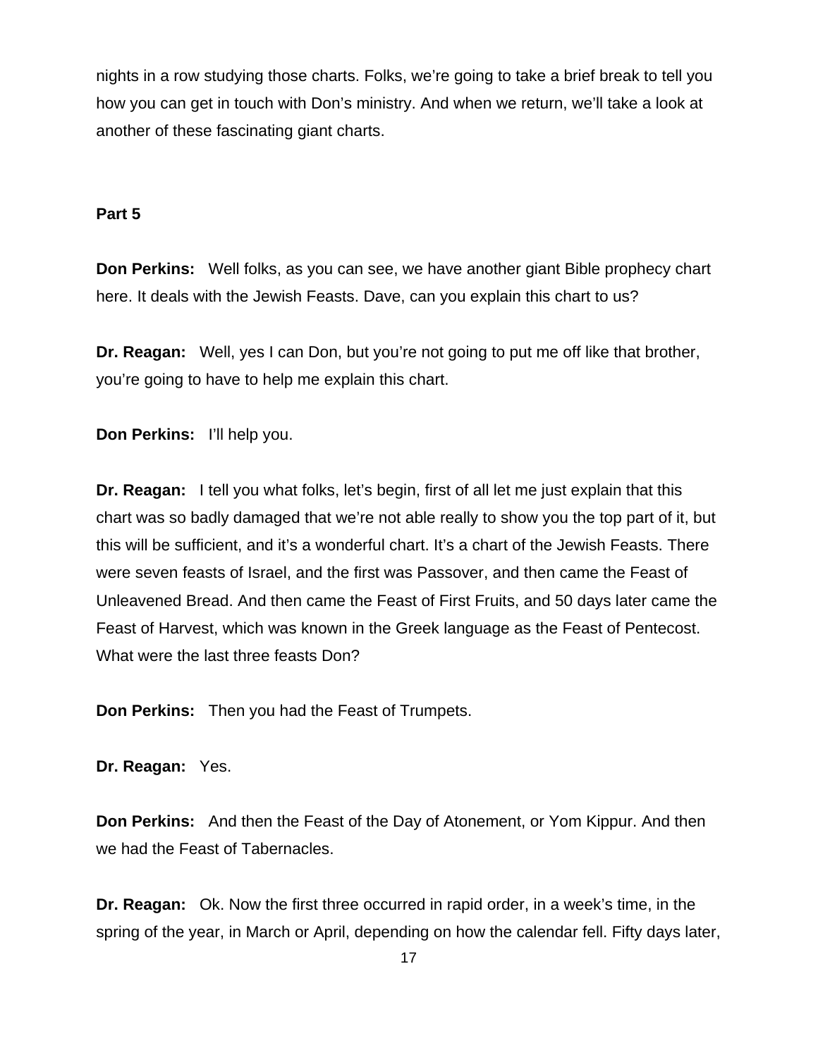nights in a row studying those charts. Folks, we're going to take a brief break to tell you how you can get in touch with Don's ministry. And when we return, we'll take a look at another of these fascinating giant charts.

**Part 5**

**Don Perkins:** Well folks, as you can see, we have another giant Bible prophecy chart here. It deals with the Jewish Feasts. Dave, can you explain this chart to us?

**Dr. Reagan:** Well, yes I can Don, but you're not going to put me off like that brother, you're going to have to help me explain this chart.

**Don Perkins:** I'll help you.

**Dr. Reagan:** I tell you what folks, let's begin, first of all let me just explain that this chart was so badly damaged that we're not able really to show you the top part of it, but this will be sufficient, and it's a wonderful chart. It's a chart of the Jewish Feasts. There were seven feasts of Israel, and the first was Passover, and then came the Feast of Unleavened Bread. And then came the Feast of First Fruits, and 50 days later came the Feast of Harvest, which was known in the Greek language as the Feast of Pentecost. What were the last three feasts Don?

**Don Perkins:** Then you had the Feast of Trumpets.

**Dr. Reagan:** Yes.

**Don Perkins:** And then the Feast of the Day of Atonement, or Yom Kippur. And then we had the Feast of Tabernacles.

**Dr. Reagan:** Ok. Now the first three occurred in rapid order, in a week's time, in the spring of the year, in March or April, depending on how the calendar fell. Fifty days later,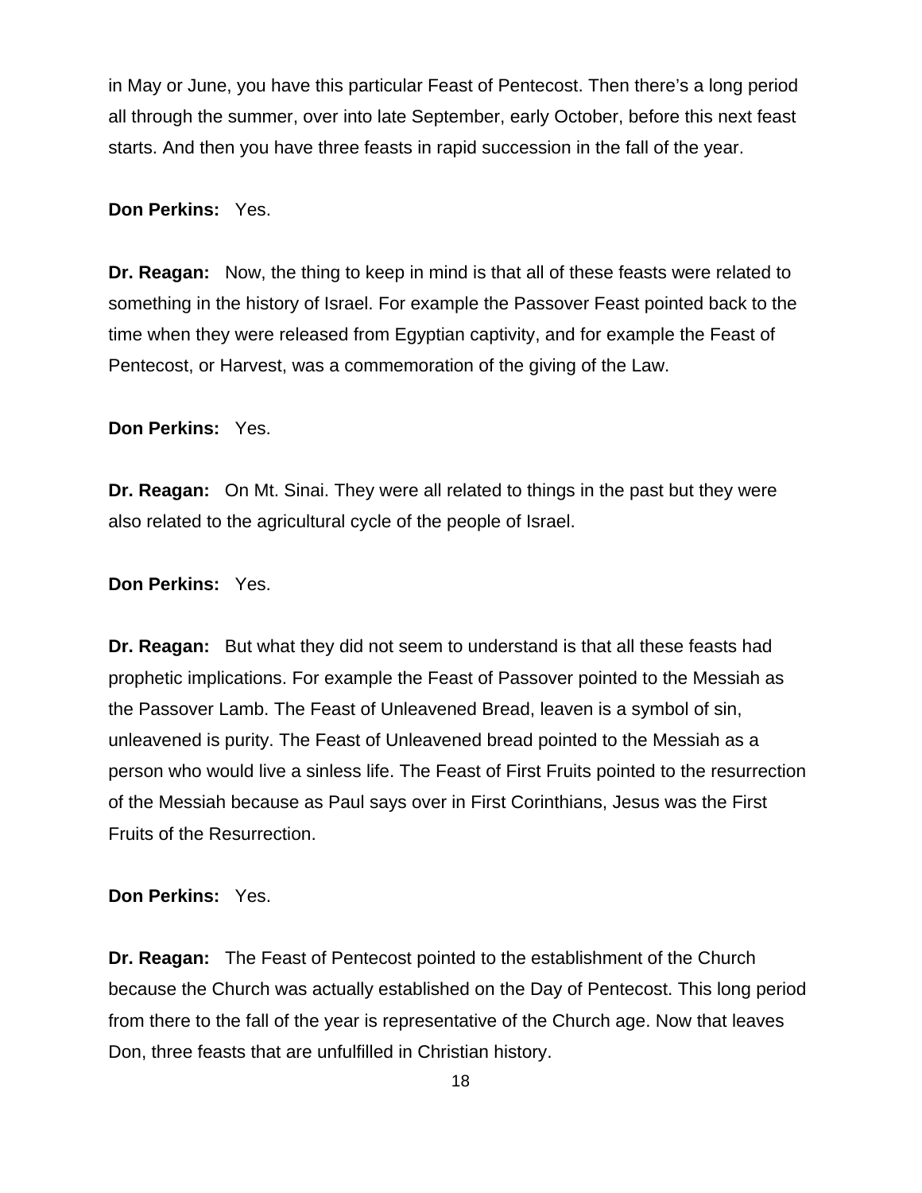in May or June, you have this particular Feast of Pentecost. Then there's a long period all through the summer, over into late September, early October, before this next feast starts. And then you have three feasts in rapid succession in the fall of the year.

**Don Perkins:** Yes.

**Dr. Reagan:** Now, the thing to keep in mind is that all of these feasts were related to something in the history of Israel. For example the Passover Feast pointed back to the time when they were released from Egyptian captivity, and for example the Feast of Pentecost, or Harvest, was a commemoration of the giving of the Law.

**Don Perkins:** Yes.

**Dr. Reagan:** On Mt. Sinai. They were all related to things in the past but they were also related to the agricultural cycle of the people of Israel.

**Don Perkins:** Yes.

**Dr. Reagan:** But what they did not seem to understand is that all these feasts had prophetic implications. For example the Feast of Passover pointed to the Messiah as the Passover Lamb. The Feast of Unleavened Bread, leaven is a symbol of sin, unleavened is purity. The Feast of Unleavened bread pointed to the Messiah as a person who would live a sinless life. The Feast of First Fruits pointed to the resurrection of the Messiah because as Paul says over in First Corinthians, Jesus was the First Fruits of the Resurrection.

**Don Perkins:** Yes.

**Dr. Reagan:** The Feast of Pentecost pointed to the establishment of the Church because the Church was actually established on the Day of Pentecost. This long period from there to the fall of the year is representative of the Church age. Now that leaves Don, three feasts that are unfulfilled in Christian history.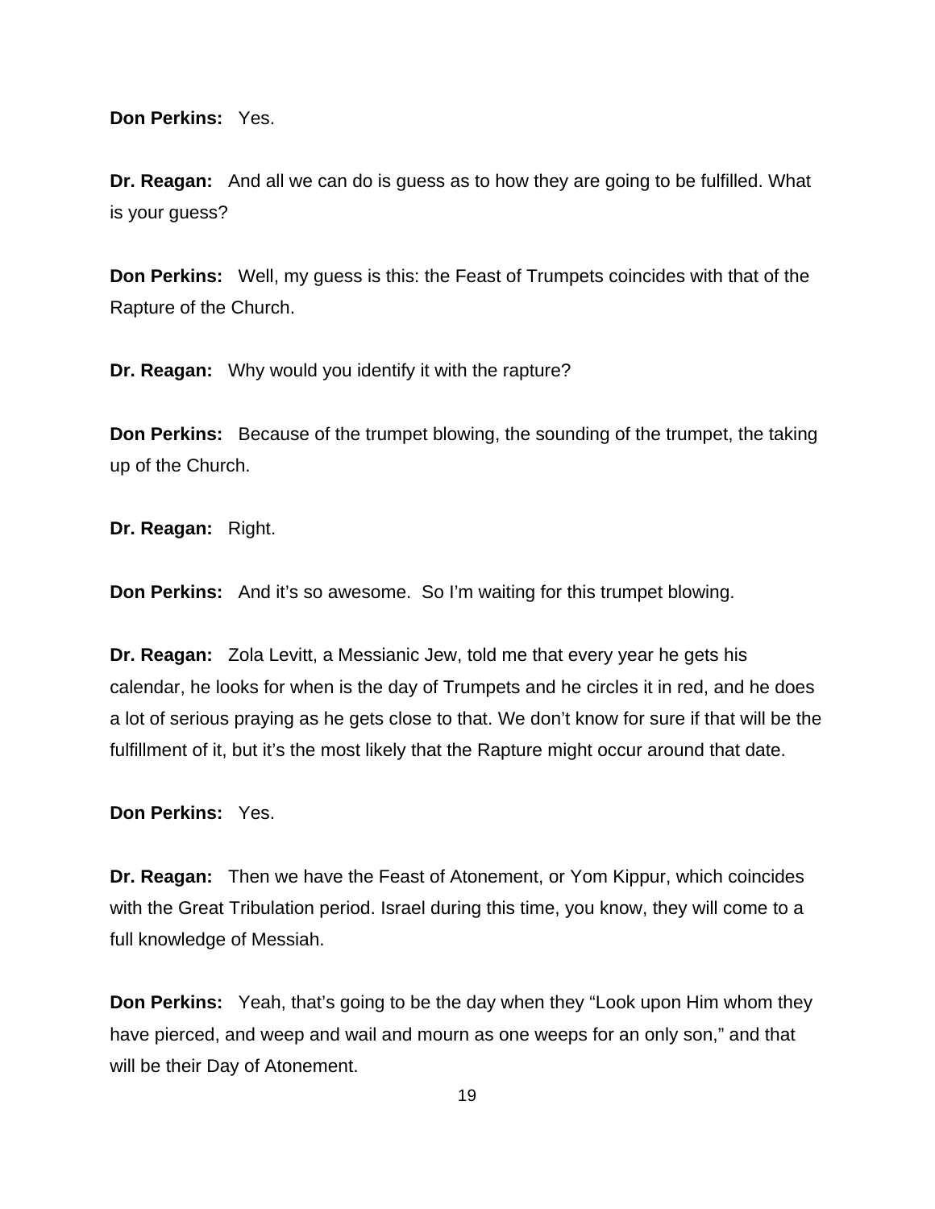**Don Perkins:** Yes.

**Dr. Reagan:** And all we can do is guess as to how they are going to be fulfilled. What is your guess?

**Don Perkins:** Well, my guess is this: the Feast of Trumpets coincides with that of the Rapture of the Church.

**Dr. Reagan:** Why would you identify it with the rapture?

**Don Perkins:** Because of the trumpet blowing, the sounding of the trumpet, the taking up of the Church.

**Dr. Reagan:** Right.

**Don Perkins:** And it's so awesome. So I'm waiting for this trumpet blowing.

**Dr. Reagan:** Zola Levitt, a Messianic Jew, told me that every year he gets his calendar, he looks for when is the day of Trumpets and he circles it in red, and he does a lot of serious praying as he gets close to that. We don't know for sure if that will be the fulfillment of it, but it's the most likely that the Rapture might occur around that date.

**Don Perkins:** Yes.

**Dr. Reagan:** Then we have the Feast of Atonement, or Yom Kippur, which coincides with the Great Tribulation period. Israel during this time, you know, they will come to a full knowledge of Messiah.

**Don Perkins:** Yeah, that's going to be the day when they "Look upon Him whom they have pierced, and weep and wail and mourn as one weeps for an only son," and that will be their Day of Atonement.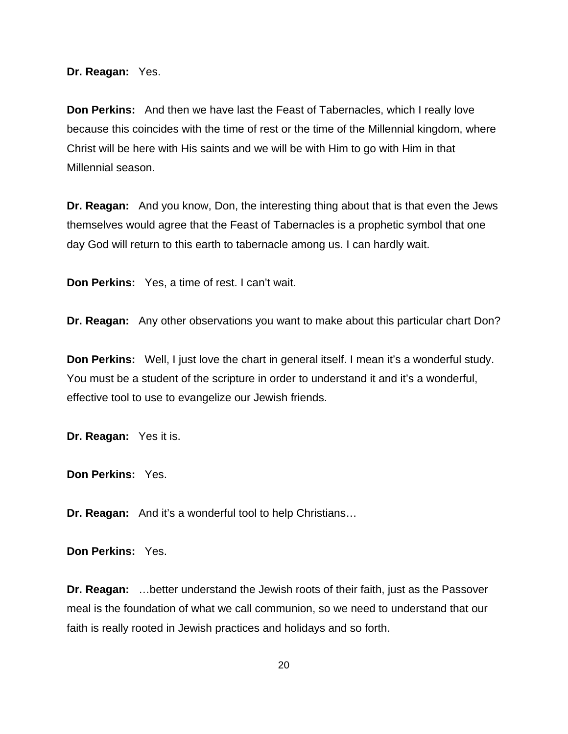**Dr. Reagan:** Yes.

**Don Perkins:** And then we have last the Feast of Tabernacles, which I really love because this coincides with the time of rest or the time of the Millennial kingdom, where Christ will be here with His saints and we will be with Him to go with Him in that Millennial season.

**Dr. Reagan:** And you know, Don, the interesting thing about that is that even the Jews themselves would agree that the Feast of Tabernacles is a prophetic symbol that one day God will return to this earth to tabernacle among us. I can hardly wait.

**Don Perkins:** Yes, a time of rest. I can't wait.

**Dr. Reagan:** Any other observations you want to make about this particular chart Don?

**Don Perkins:** Well, I just love the chart in general itself. I mean it's a wonderful study. You must be a student of the scripture in order to understand it and it's a wonderful, effective tool to use to evangelize our Jewish friends.

**Dr. Reagan:** Yes it is.

**Don Perkins:** Yes.

**Dr. Reagan:** And it's a wonderful tool to help Christians…

**Don Perkins:** Yes.

**Dr. Reagan:** …better understand the Jewish roots of their faith, just as the Passover meal is the foundation of what we call communion, so we need to understand that our faith is really rooted in Jewish practices and holidays and so forth.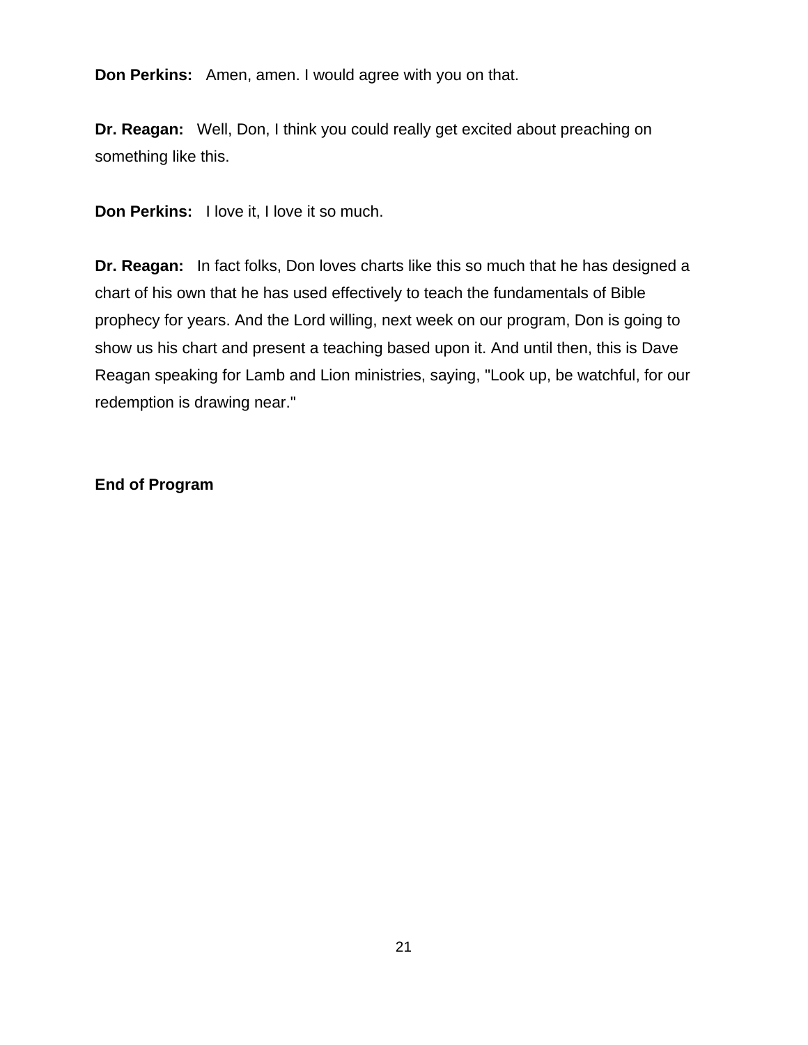**Don Perkins:** Amen, amen. I would agree with you on that.

**Dr. Reagan:** Well, Don, I think you could really get excited about preaching on something like this.

**Don Perkins:** I love it, I love it so much.

**Dr. Reagan:** In fact folks, Don loves charts like this so much that he has designed a chart of his own that he has used effectively to teach the fundamentals of Bible prophecy for years. And the Lord willing, next week on our program, Don is going to show us his chart and present a teaching based upon it. And until then, this is Dave Reagan speaking for Lamb and Lion ministries, saying, "Look up, be watchful, for our redemption is drawing near."

**End of Program**